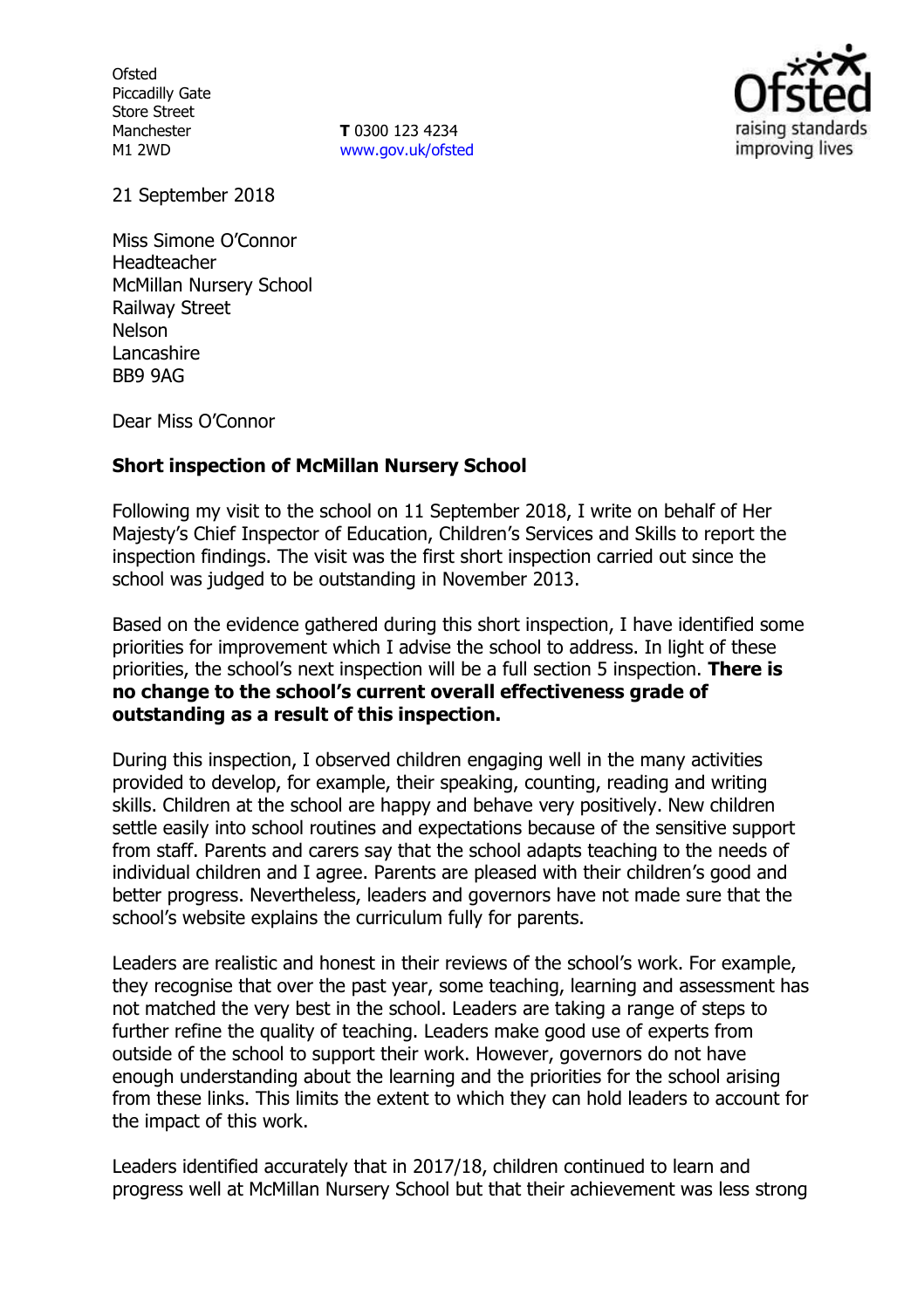Ofsted
Piccadilly Gate
Store Street
Manchester
M1 2WD

**T** 0300 123 4234
www.gov.uk/ofsted

21 September 2018

Miss Simone O'Connor
Headteacher
McMillan Nursery School
Railway Street
Nelson
Lancashire
BB9 9AG

Dear Miss O'Connor

**Short inspection of McMillan Nursery School**

Following my visit to the school on 11 September 2018, I write on behalf of Her Majesty's Chief Inspector of Education, Children's Services and Skills to report the inspection findings. The visit was the first short inspection carried out since the school was judged to be outstanding in November 2013.

Based on the evidence gathered during this short inspection, I have identified some priorities for improvement which I advise the school to address. In light of these priorities, the school's next inspection will be a full section 5 inspection. **There is no change to the school's current overall effectiveness grade of outstanding as a result of this inspection.**

During this inspection, I observed children engaging well in the many activities provided to develop, for example, their speaking, counting, reading and writing skills. Children at the school are happy and behave very positively. New children settle easily into school routines and expectations because of the sensitive support from staff. Parents and carers say that the school adapts teaching to the needs of individual children and I agree. Parents are pleased with their children's good and better progress. Nevertheless, leaders and governors have not made sure that the school's website explains the curriculum fully for parents.

Leaders are realistic and honest in their reviews of the school's work. For example, they recognise that over the past year, some teaching, learning and assessment has not matched the very best in the school. Leaders are taking a range of steps to further refine the quality of teaching. Leaders make good use of experts from outside of the school to support their work. However, governors do not have enough understanding about the learning and the priorities for the school arising from these links. This limits the extent to which they can hold leaders to account for the impact of this work.

Leaders identified accurately that in 2017/18, children continued to learn and progress well at McMillan Nursery School but that their achievement was less strong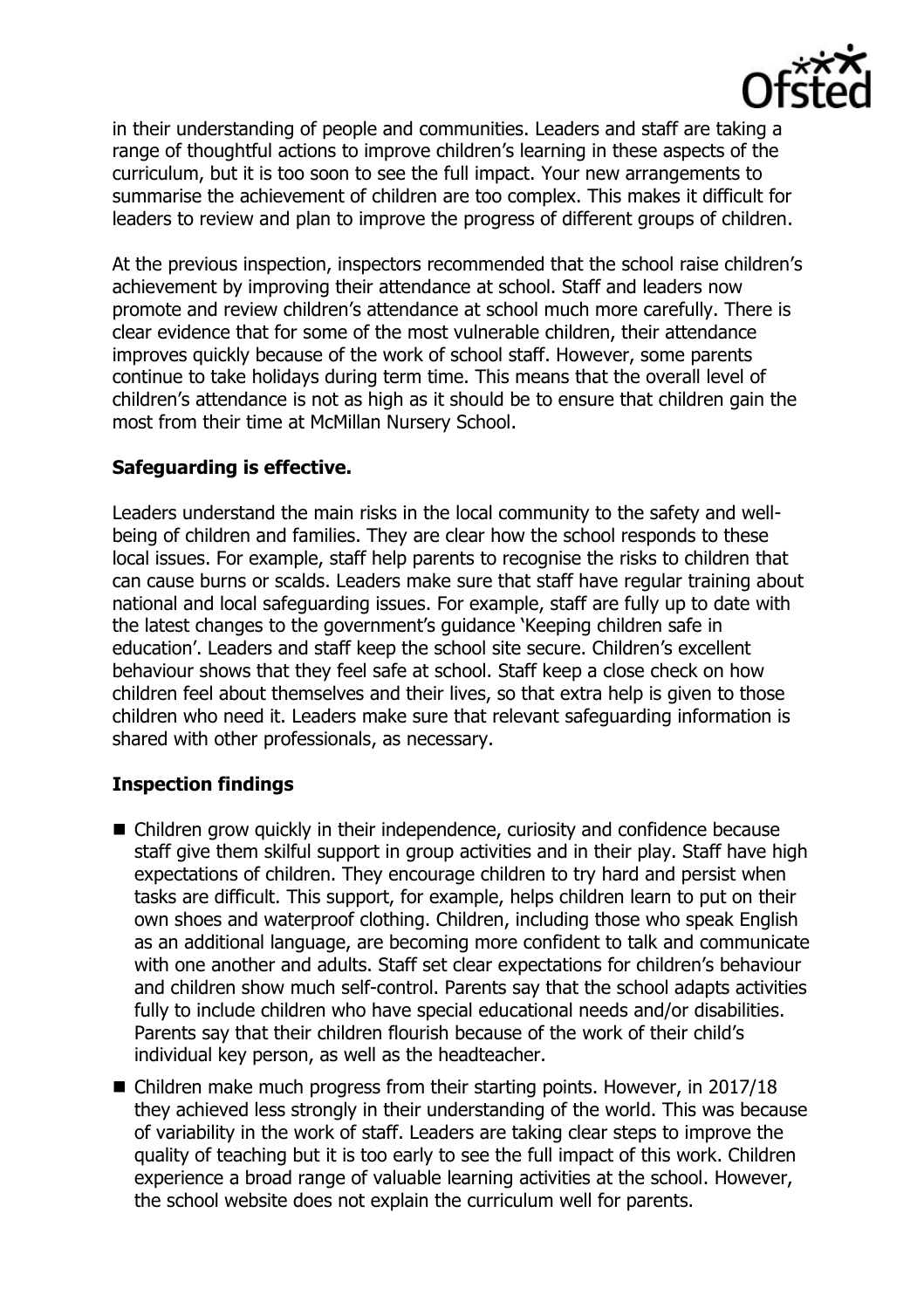in their understanding of people and communities. Leaders and staff are taking a range of thoughtful actions to improve children's learning in these aspects of the curriculum, but it is too soon to see the full impact. Your new arrangements to summarise the achievement of children are too complex. This makes it difficult for leaders to review and plan to improve the progress of different groups of children.

At the previous inspection, inspectors recommended that the school raise children's achievement by improving their attendance at school. Staff and leaders now promote and review children's attendance at school much more carefully. There is clear evidence that for some of the most vulnerable children, their attendance improves quickly because of the work of school staff. However, some parents continue to take holidays during term time. This means that the overall level of children's attendance is not as high as it should be to ensure that children gain the most from their time at McMillan Nursery School.

**Safeguarding is effective.**

Leaders understand the main risks in the local community to the safety and well-being of children and families. They are clear how the school responds to these local issues. For example, staff help parents to recognise the risks to children that can cause burns or scalds. Leaders make sure that staff have regular training about national and local safeguarding issues. For example, staff are fully up to date with the latest changes to the government's guidance 'Keeping children safe in education'. Leaders and staff keep the school site secure. Children's excellent behaviour shows that they feel safe at school. Staff keep a close check on how children feel about themselves and their lives, so that extra help is given to those children who need it. Leaders make sure that relevant safeguarding information is shared with other professionals, as necessary.

**Inspection findings**

- Children grow quickly in their independence, curiosity and confidence because staff give them skilful support in group activities and in their play. Staff have high expectations of children. They encourage children to try hard and persist when tasks are difficult. This support, for example, helps children learn to put on their own shoes and waterproof clothing. Children, including those who speak English as an additional language, are becoming more confident to talk and communicate with one another and adults. Staff set clear expectations for children's behaviour and children show much self-control. Parents say that the school adapts activities fully to include children who have special educational needs and/or disabilities. Parents say that their children flourish because of the work of their child's individual key person, as well as the headteacher.
- Children make much progress from their starting points. However, in 2017/18 they achieved less strongly in their understanding of the world. This was because of variability in the work of staff. Leaders are taking clear steps to improve the quality of teaching but it is too early to see the full impact of this work. Children experience a broad range of valuable learning activities at the school. However, the school website does not explain the curriculum well for parents.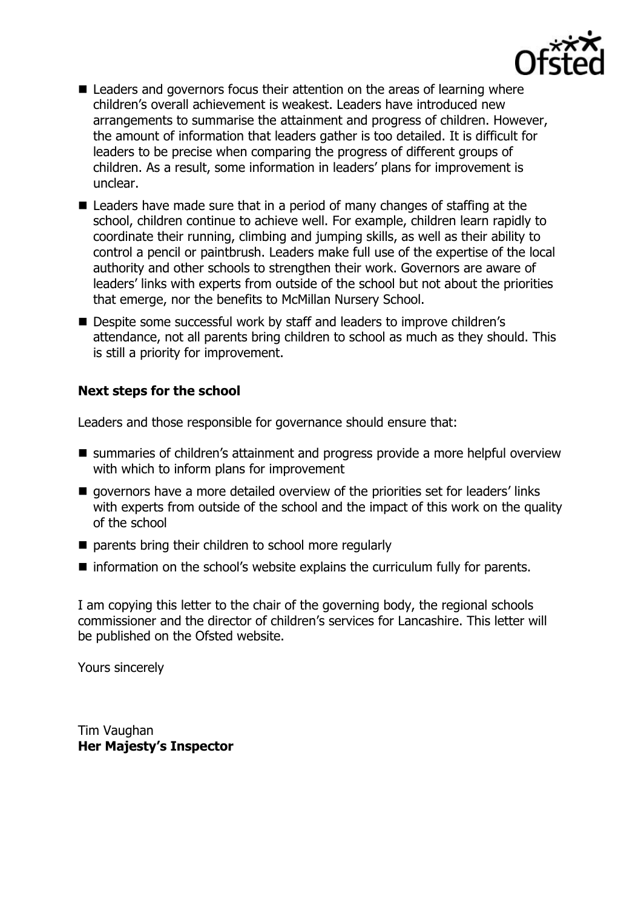- Leaders and governors focus their attention on the areas of learning where children's overall achievement is weakest. Leaders have introduced new arrangements to summarise the attainment and progress of children. However, the amount of information that leaders gather is too detailed. It is difficult for leaders to be precise when comparing the progress of different groups of children. As a result, some information in leaders' plans for improvement is unclear.
- Leaders have made sure that in a period of many changes of staffing at the school, children continue to achieve well. For example, children learn rapidly to coordinate their running, climbing and jumping skills, as well as their ability to control a pencil or paintbrush. Leaders make full use of the expertise of the local authority and other schools to strengthen their work. Governors are aware of leaders' links with experts from outside of the school but not about the priorities that emerge, nor the benefits to McMillan Nursery School.
- Despite some successful work by staff and leaders to improve children's attendance, not all parents bring children to school as much as they should. This is still a priority for improvement.

## Next steps for the school

Leaders and those responsible for governance should ensure that:

- summaries of children's attainment and progress provide a more helpful overview with which to inform plans for improvement
- governors have a more detailed overview of the priorities set for leaders' links with experts from outside of the school and the impact of this work on the quality of the school
- parents bring their children to school more regularly
- information on the school's website explains the curriculum fully for parents.

I am copying this letter to the chair of the governing body, the regional schools commissioner and the director of children's services for Lancashire. This letter will be published on the Ofsted website.

Yours sincerely

Tim Vaughan
**Her Majesty's Inspector**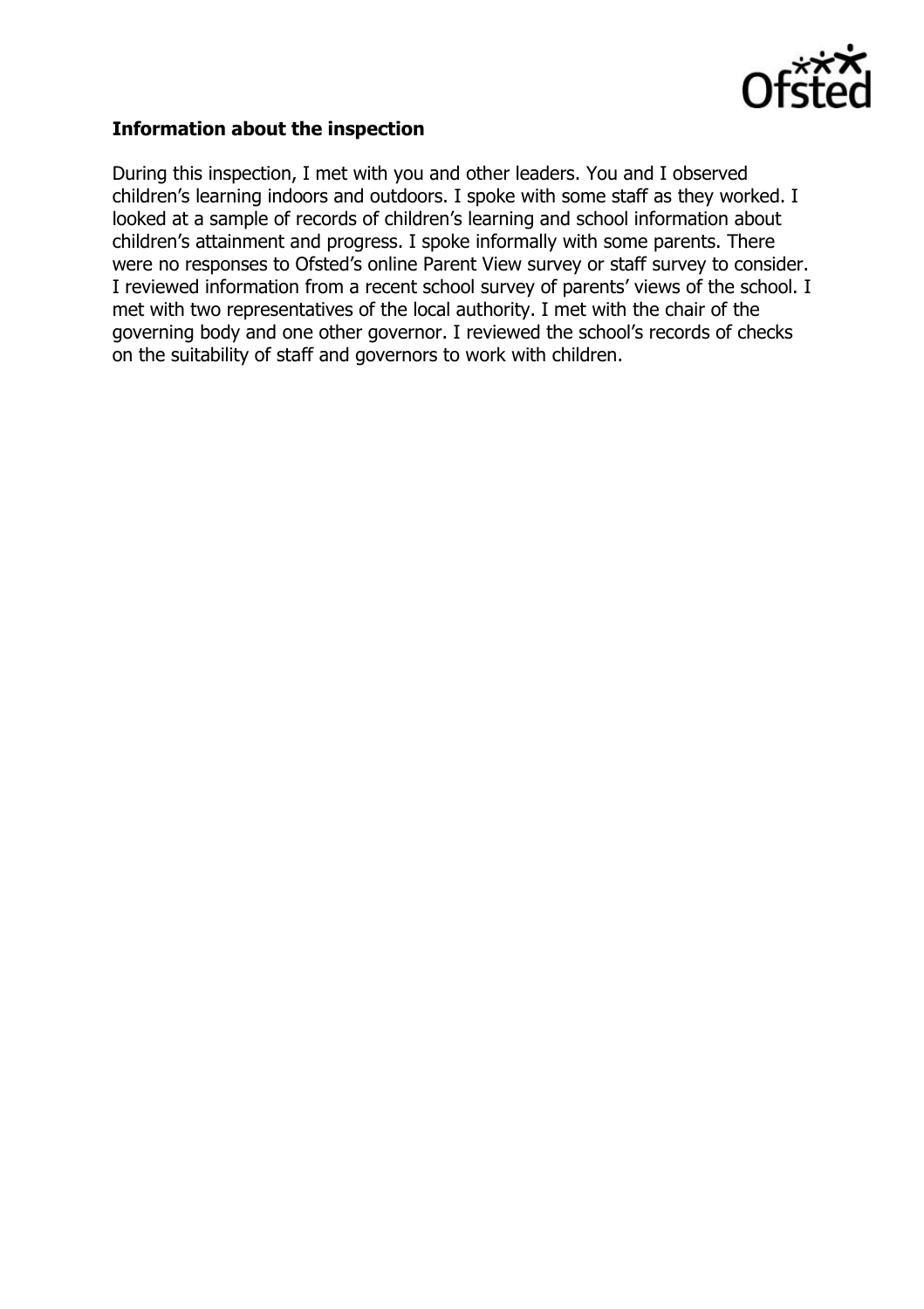**Information about the inspection**

During this inspection, I met with you and other leaders. You and I observed children's learning indoors and outdoors. I spoke with some staff as they worked. I looked at a sample of records of children's learning and school information about children's attainment and progress. I spoke informally with some parents. There were no responses to Ofsted's online Parent View survey or staff survey to consider. I reviewed information from a recent school survey of parents' views of the school. I met with two representatives of the local authority. I met with the chair of the governing body and one other governor. I reviewed the school's records of checks on the suitability of staff and governors to work with children.